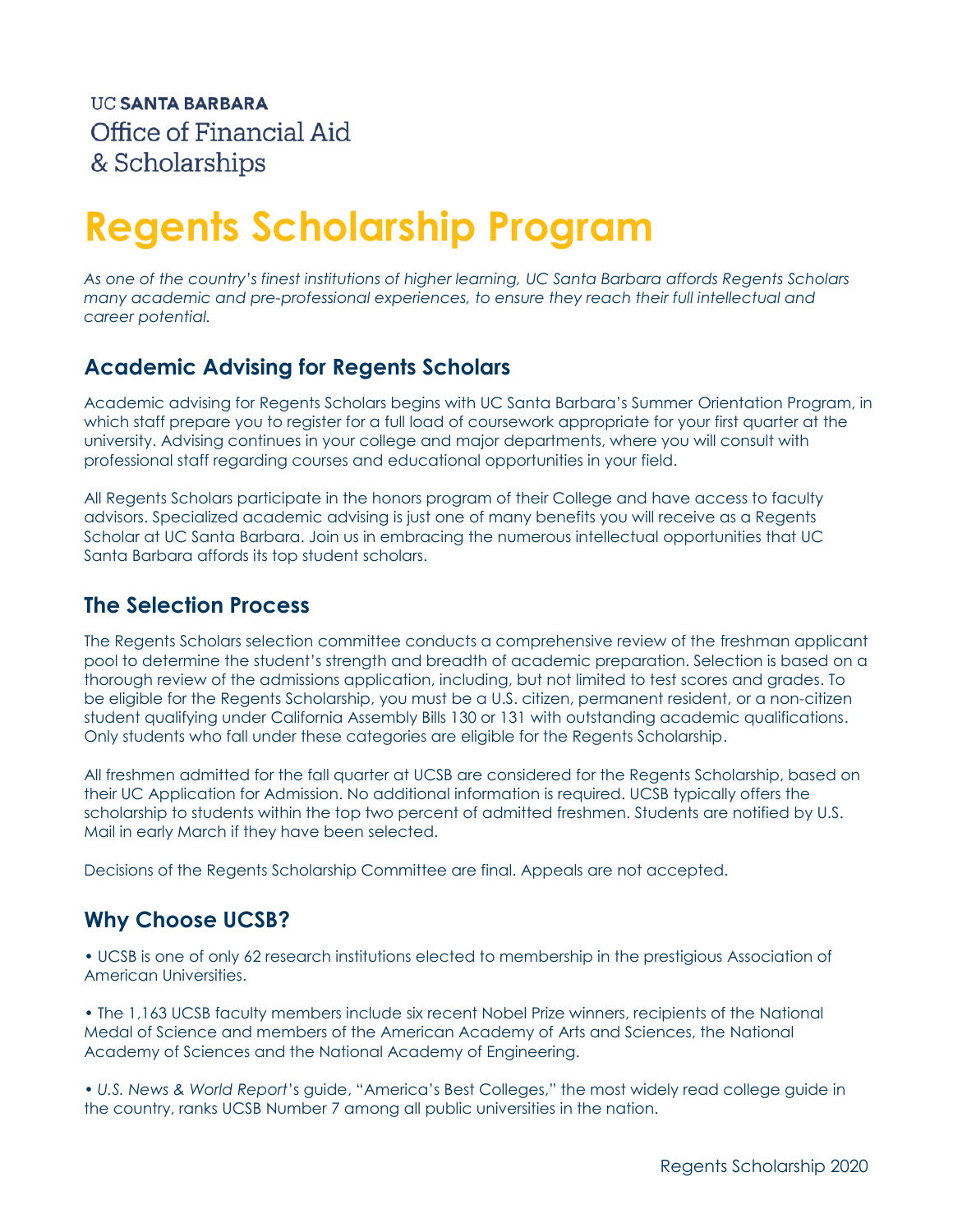UC **SANTA BARBARA**
Office of Financial Aid
& Scholarships

# Regents Scholarship Program

*As one of the country's finest institutions of higher learning, UC Santa Barbara affords Regents Scholars many academic and pre-professional experiences, to ensure they reach their full intellectual and career potential.*

## Academic Advising for Regents Scholars

Academic advising for Regents Scholars begins with UC Santa Barbara's Summer Orientation Program, in which staff prepare you to register for a full load of coursework appropriate for your first quarter at the university. Advising continues in your college and major departments, where you will consult with professional staff regarding courses and educational opportunities in your field.

All Regents Scholars participate in the honors program of their College and have access to faculty advisors. Specialized academic advising is just one of many benefits you will receive as a Regents Scholar at UC Santa Barbara. Join us in embracing the numerous intellectual opportunities that UC Santa Barbara affords its top student scholars.

## The Selection Process

The Regents Scholars selection committee conducts a comprehensive review of the freshman applicant pool to determine the student's strength and breadth of academic preparation. Selection is based on a thorough review of the admissions application, including, but not limited to test scores and grades. To be eligible for the Regents Scholarship, you must be a U.S. citizen, permanent resident, or a non-citizen student qualifying under California Assembly Bills 130 or 131 with outstanding academic qualifications. Only students who fall under these categories are eligible for the Regents Scholarship.

All freshmen admitted for the fall quarter at UCSB are considered for the Regents Scholarship, based on their UC Application for Admission. No additional information is required. UCSB typically offers the scholarship to students within the top two percent of admitted freshmen. Students are notified by U.S. Mail in early March if they have been selected.

Decisions of the Regents Scholarship Committee are final. Appeals are not accepted.

## Why Choose UCSB?

• UCSB is one of only 62 research institutions elected to membership in the prestigious Association of American Universities.

• The 1,163 UCSB faculty members include six recent Nobel Prize winners, recipients of the National Medal of Science and members of the American Academy of Arts and Sciences, the National Academy of Sciences and the National Academy of Engineering.

• *U.S. News & World Report*'s guide, "America's Best Colleges," the most widely read college guide in the country, ranks UCSB Number 7 among all public universities in the nation.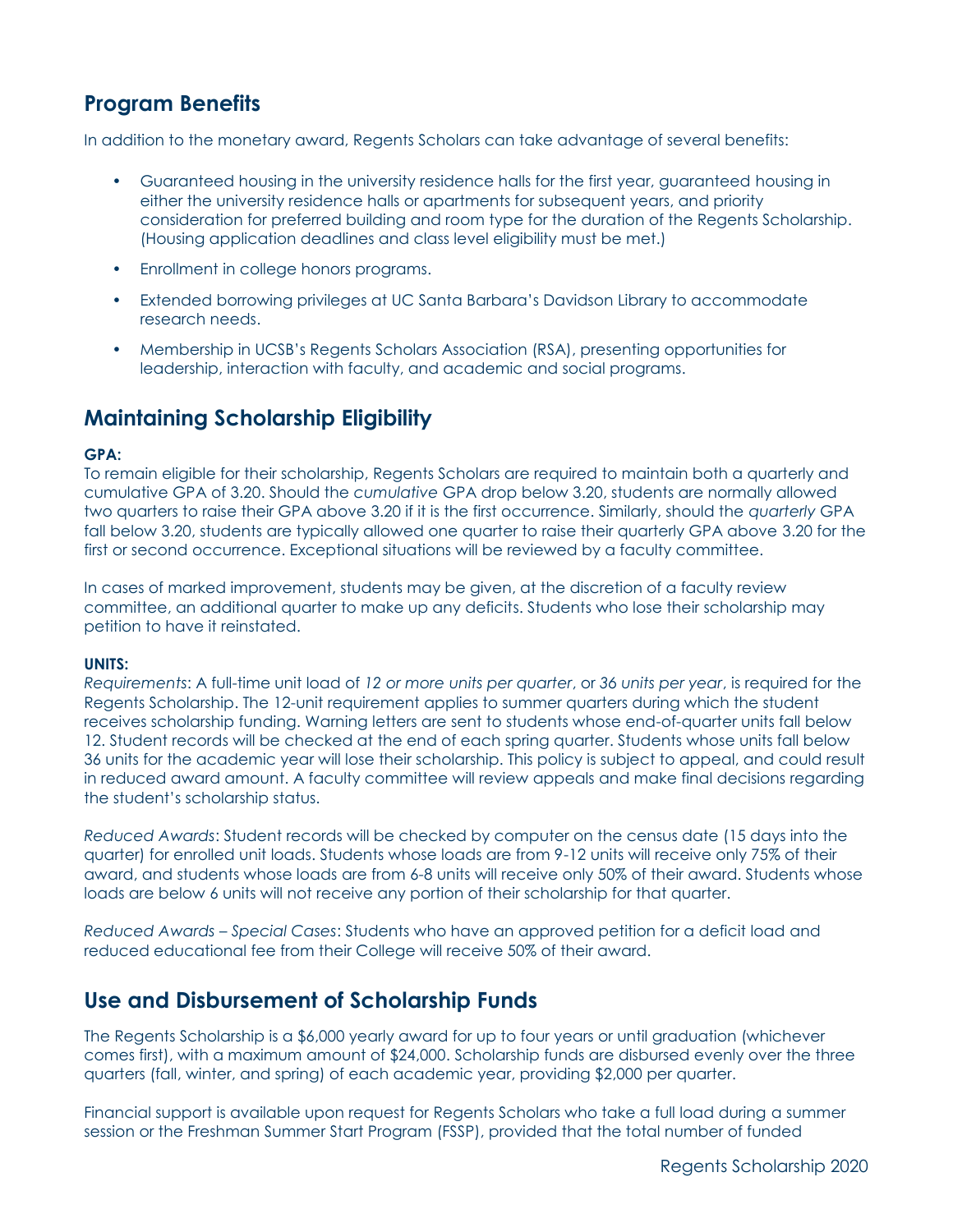## Program Benefits

In addition to the monetary award, Regents Scholars can take advantage of several benefits:

- Guaranteed housing in the university residence halls for the first year, guaranteed housing in either the university residence halls or apartments for subsequent years, and priority consideration for preferred building and room type for the duration of the Regents Scholarship. (Housing application deadlines and class level eligibility must be met.)
- Enrollment in college honors programs.
- Extended borrowing privileges at UC Santa Barbara's Davidson Library to accommodate research needs.
- Membership in UCSB's Regents Scholars Association (RSA), presenting opportunities for leadership, interaction with faculty, and academic and social programs.

## Maintaining Scholarship Eligibility

**GPA:**

To remain eligible for their scholarship, Regents Scholars are required to maintain both a quarterly and cumulative GPA of 3.20. Should the *cumulative* GPA drop below 3.20, students are normally allowed two quarters to raise their GPA above 3.20 if it is the first occurrence. Similarly, should the *quarterly* GPA fall below 3.20, students are typically allowed one quarter to raise their quarterly GPA above 3.20 for the first or second occurrence. Exceptional situations will be reviewed by a faculty committee.

In cases of marked improvement, students may be given, at the discretion of a faculty review committee, an additional quarter to make up any deficits. Students who lose their scholarship may petition to have it reinstated.

**UNITS:**

*Requirements*: A full-time unit load of *12 or more units per quarter*, or *36 units per year*, is required for the Regents Scholarship. The 12-unit requirement applies to summer quarters during which the student receives scholarship funding. Warning letters are sent to students whose end-of-quarter units fall below 12. Student records will be checked at the end of each spring quarter. Students whose units fall below 36 units for the academic year will lose their scholarship. This policy is subject to appeal, and could result in reduced award amount. A faculty committee will review appeals and make final decisions regarding the student's scholarship status.

*Reduced Awards*: Student records will be checked by computer on the census date (15 days into the quarter) for enrolled unit loads. Students whose loads are from 9-12 units will receive only 75% of their award, and students whose loads are from 6-8 units will receive only 50% of their award. Students whose loads are below 6 units will not receive any portion of their scholarship for that quarter.

*Reduced Awards – Special Cases*: Students who have an approved petition for a deficit load and reduced educational fee from their College will receive 50% of their award.

## Use and Disbursement of Scholarship Funds

The Regents Scholarship is a $6,000 yearly award for up to four years or until graduation (whichever comes first), with a maximum amount of $24,000. Scholarship funds are disbursed evenly over the three quarters (fall, winter, and spring) of each academic year, providing $2,000 per quarter.

Financial support is available upon request for Regents Scholars who take a full load during a summer session or the Freshman Summer Start Program (FSSP), provided that the total number of funded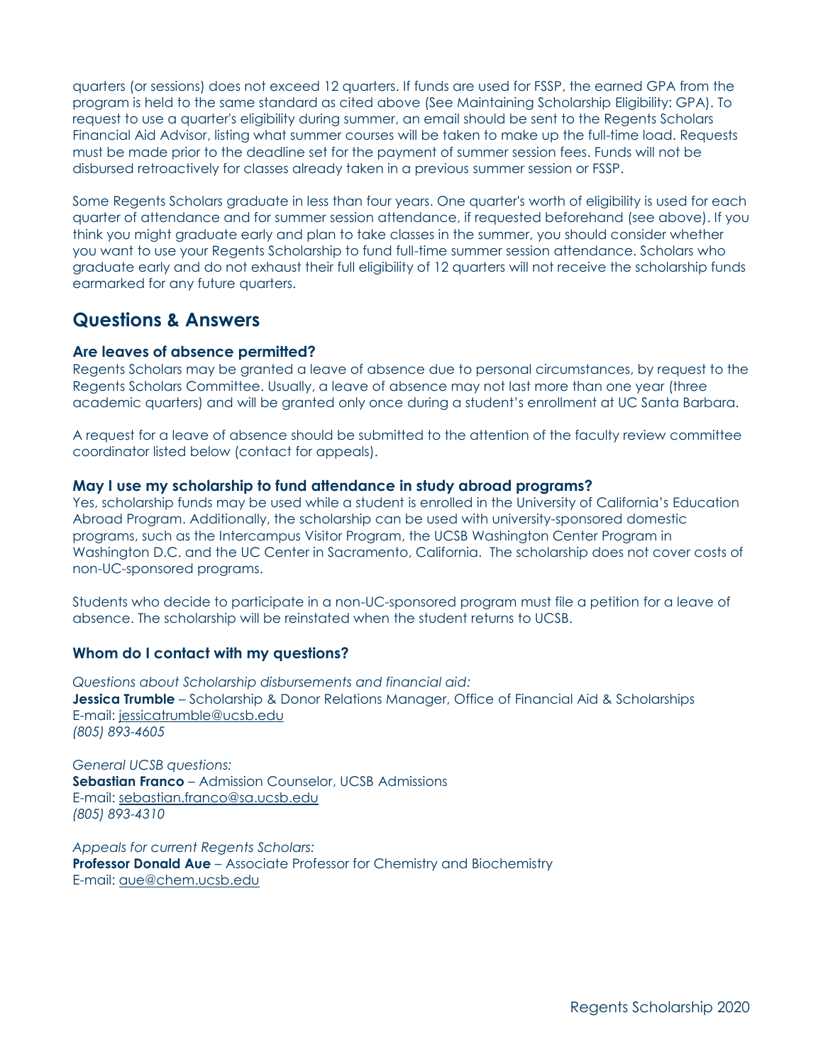quarters (or sessions) does not exceed 12 quarters. If funds are used for FSSP, the earned GPA from the program is held to the same standard as cited above (See Maintaining Scholarship Eligibility: GPA). To request to use a quarter's eligibility during summer, an email should be sent to the Regents Scholars Financial Aid Advisor, listing what summer courses will be taken to make up the full-time load. Requests must be made prior to the deadline set for the payment of summer session fees. Funds will not be disbursed retroactively for classes already taken in a previous summer session or FSSP.

Some Regents Scholars graduate in less than four years. One quarter's worth of eligibility is used for each quarter of attendance and for summer session attendance, if requested beforehand (see above). If you think you might graduate early and plan to take classes in the summer, you should consider whether you want to use your Regents Scholarship to fund full-time summer session attendance. Scholars who graduate early and do not exhaust their full eligibility of 12 quarters will not receive the scholarship funds earmarked for any future quarters.

## Questions & Answers

### Are leaves of absence permitted?

Regents Scholars may be granted a leave of absence due to personal circumstances, by request to the Regents Scholars Committee. Usually, a leave of absence may not last more than one year (three academic quarters) and will be granted only once during a student's enrollment at UC Santa Barbara.

A request for a leave of absence should be submitted to the attention of the faculty review committee coordinator listed below (contact for appeals).

### May I use my scholarship to fund attendance in study abroad programs?

Yes, scholarship funds may be used while a student is enrolled in the University of California's Education Abroad Program. Additionally, the scholarship can be used with university-sponsored domestic programs, such as the Intercampus Visitor Program, the UCSB Washington Center Program in Washington D.C. and the UC Center in Sacramento, California. The scholarship does not cover costs of non-UC-sponsored programs.

Students who decide to participate in a non-UC-sponsored program must file a petition for a leave of absence. The scholarship will be reinstated when the student returns to UCSB.

### Whom do I contact with my questions?

*Questions about Scholarship disbursements and financial aid:*
**Jessica Trumble** – Scholarship & Donor Relations Manager, Office of Financial Aid & Scholarships
E-mail: jessicatrumble@ucsb.edu
*(805) 893-4605*

*General UCSB questions:*
**Sebastian Franco** – Admission Counselor, UCSB Admissions
E-mail: sebastian.franco@sa.ucsb.edu
*(805) 893-4310*

*Appeals for current Regents Scholars:*
**Professor Donald Aue** – Associate Professor for Chemistry and Biochemistry
E-mail: aue@chem.ucsb.edu